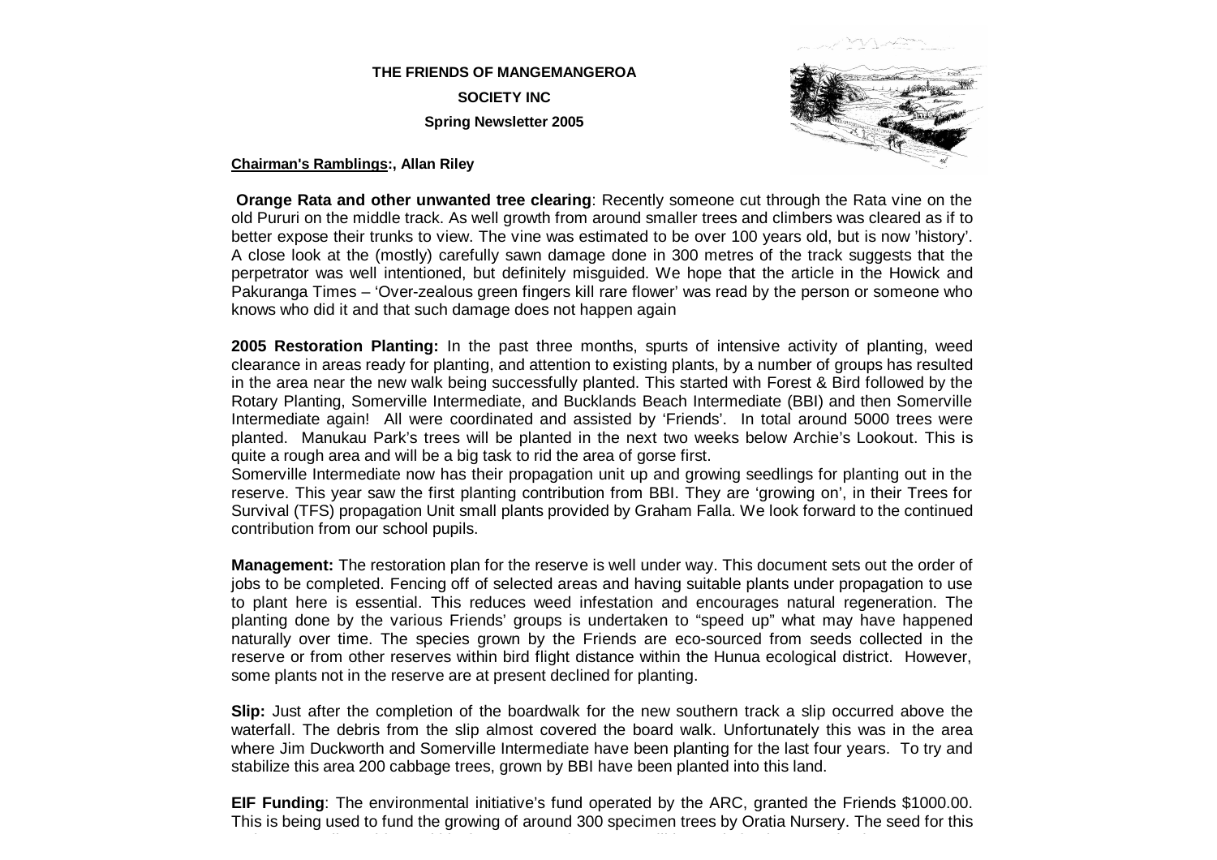**THE FRIENDS OF MANGEMANGEROA**

**SOCIETY INC**

**Spring Newsletter 2005**

**Chairman's Ramblings:, Allan Riley**

**Orange Rata and other unwanted tree clearing**: Recently someone cut through the Rata vine on the old Pururi on the middle track. As well growth from around smaller trees and climbers was cleared as if to better expose their trunks to view. The vine was estimated to be over 100 years old, but is now 'history'. A close look at the (mostly) carefully sawn damage done in 300 metres of the track suggests that the perpetrator was well intentioned, but definitely misguided. We hope that the article in the Howick and Pakuranga Times – 'Over-zealous green fingers kill rare flower' was read by the person or someone who knows who did it and that such damage does not happen again

**2005 Restoration Planting:** In the past three months, spurts of intensive activity of planting, weed clearance in areas ready for planting, and attention to existing plants, by a number of groups has resulted in the area near the new walk being successfully planted. This started with Forest & Bird followed by the Rotary Planting, Somerville Intermediate, and Bucklands Beach Intermediate (BBI) and then Somerville Intermediate again! All were coordinated and assisted by 'Friends'. In total around 5000 trees were planted. Manukau Park's trees will be planted in the next two weeks below Archie's Lookout. This is quite a rough area and will be a big task to rid the area of gorse first.

Somerville Intermediate now has their propagation unit up and growing seedlings for planting out in the reserve. This year saw the first planting contribution from BBI. They are 'growing on', in their Trees for Survival (TFS) propagation Unit small plants provided by Graham Falla. We look forward to the continued contribution from our school pupils.

**Management:** The restoration plan for the reserve is well under way. This document sets out the order of jobs to be completed. Fencing off of selected areas and having suitable plants under propagation to use to plant here is essential. This reduces weed infestation and encourages natural regeneration. The planting done by the various Friends' groups is undertaken to "speed up" what may have happened naturally over time. The species grown by the Friends are eco-sourced from seeds collected in the reserve or from other reserves within bird flight distance within the Hunua ecological district. However, some plants not in the reserve are at present declined for planting.

**Slip:** Just after the completion of the boardwalk for the new southern track a slip occurred above the waterfall. The debris from the slip almost covered the board walk. Unfortunately this was in the area where Jim Duckworth and Somerville Intermediate have been planting for the last four years. To try and stabilize this area 200 cabbage trees, grown by BBI have been planted into this land.

**EIF Funding**: The environmental initiative's fund operated by the ARC, granted the Friends $1000.00. This is being used to fund the growing of around 300 specimen trees by Oratia Nursery. The seed for this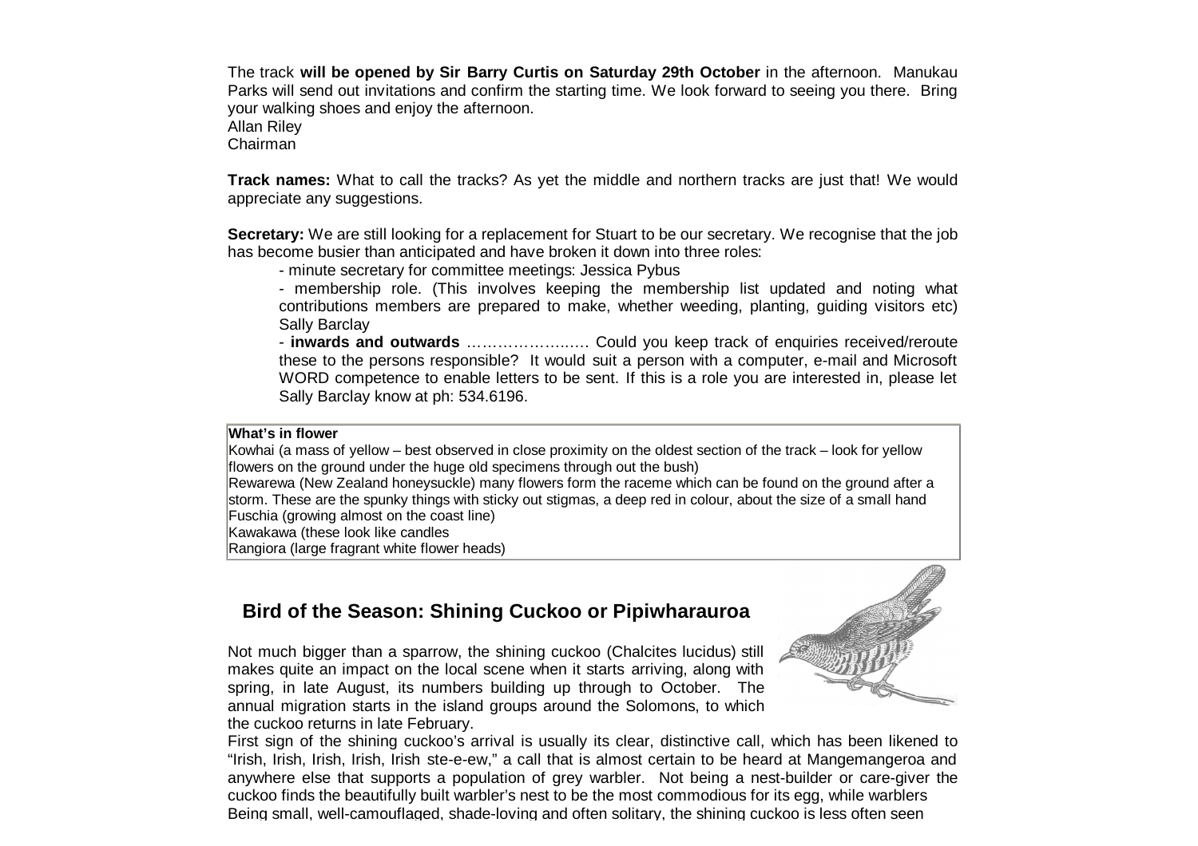The track **will be opened by Sir Barry Curtis on Saturday 29th October** in the afternoon. Manukau Parks will send out invitations and confirm the starting time. We look forward to seeing you there. Bring your walking shoes and enjoy the afternoon.
Allan Riley
Chairman

**Track names:** What to call the tracks? As yet the middle and northern tracks are just that! We would appreciate any suggestions.

**Secretary:** We are still looking for a replacement for Stuart to be our secretary. We recognise that the job has become busier than anticipated and have broken it down into three roles:

- minute secretary for committee meetings: Jessica Pybus
- membership role. (This involves keeping the membership list updated and noting what contributions members are prepared to make, whether weeding, planting, guiding visitors etc) Sally Barclay
- **inwards and outwards** …………………… Could you keep track of enquiries received/reroute these to the persons responsible? It would suit a person with a computer, e-mail and Microsoft WORD competence to enable letters to be sent. If this is a role you are interested in, please let Sally Barclay know at ph: 534.6196.

| **What's in flower** |
|---|
| Kowhai (a mass of yellow – best observed in close proximity on the oldest section of the track – look for yellow flowers on the ground under the huge old specimens through out the bush) |
| Rewarewa (New Zealand honeysuckle) many flowers form the raceme which can be found on the ground after a storm. These are the spunky things with sticky out stigmas, a deep red in colour, about the size of a small hand |
| Fuschia (growing almost on the coast line) |
| Kawakawa (these look like candles |
| Rangiora (large fragrant white flower heads) |

## Bird of the Season: Shining Cuckoo or Pipiwharauroa

Not much bigger than a sparrow, the shining cuckoo (Chalcites lucidus) still makes quite an impact on the local scene when it starts arriving, along with spring, in late August, its numbers building up through to October. The annual migration starts in the island groups around the Solomons, to which the cuckoo returns in late February.

First sign of the shining cuckoo's arrival is usually its clear, distinctive call, which has been likened to "Irish, Irish, Irish, Irish, Irish ste-e-ew," a call that is almost certain to be heard at Mangemangeroa and anywhere else that supports a population of grey warbler. Not being a nest-builder or care-giver the cuckoo finds the beautifully built warbler's nest to be the most commodious for its egg, while warblers

Being small, well-camouflaged, shade-loving and often solitary, the shining cuckoo is less often seen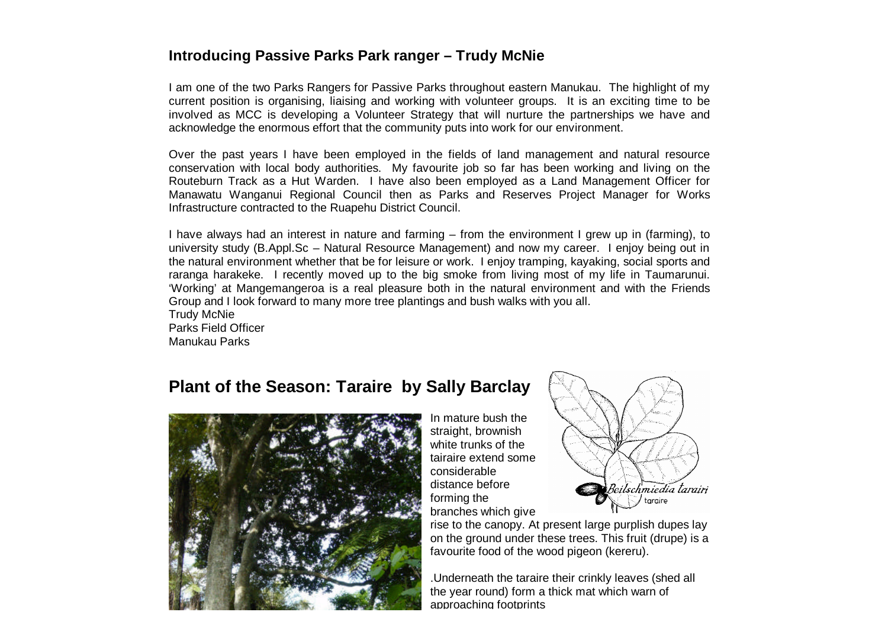## Introducing Passive Parks Park ranger – Trudy McNie

I am one of the two Parks Rangers for Passive Parks throughout eastern Manukau. The highlight of my current position is organising, liaising and working with volunteer groups. It is an exciting time to be involved as MCC is developing a Volunteer Strategy that will nurture the partnerships we have and acknowledge the enormous effort that the community puts into work for our environment.

Over the past years I have been employed in the fields of land management and natural resource conservation with local body authorities. My favourite job so far has been working and living on the Routeburn Track as a Hut Warden. I have also been employed as a Land Management Officer for Manawatu Wanganui Regional Council then as Parks and Reserves Project Manager for Works Infrastructure contracted to the Ruapehu District Council.

I have always had an interest in nature and farming – from the environment I grew up in (farming), to university study (B.Appl.Sc – Natural Resource Management) and now my career. I enjoy being out in the natural environment whether that be for leisure or work. I enjoy tramping, kayaking, social sports and raranga harakeke. I recently moved up to the big smoke from living most of my life in Taumarunui. 'Working' at Mangemangeroa is a real pleasure both in the natural environment and with the Friends Group and I look forward to many more tree plantings and bush walks with you all.
Trudy McNie
Parks Field Officer
Manukau Parks

## Plant of the Season: Taraire by Sally Barclay

*Beilschmiedia tarairi*
taraire

In mature bush the straight, brownish white trunks of the tairaire extend some considerable distance before forming the branches which give rise to the canopy. At present large purplish dupes lay on the ground under these trees. This fruit (drupe) is a favourite food of the wood pigeon (kereru).

.Underneath the taraire their crinkly leaves (shed all the year round) form a thick mat which warn of approaching footprints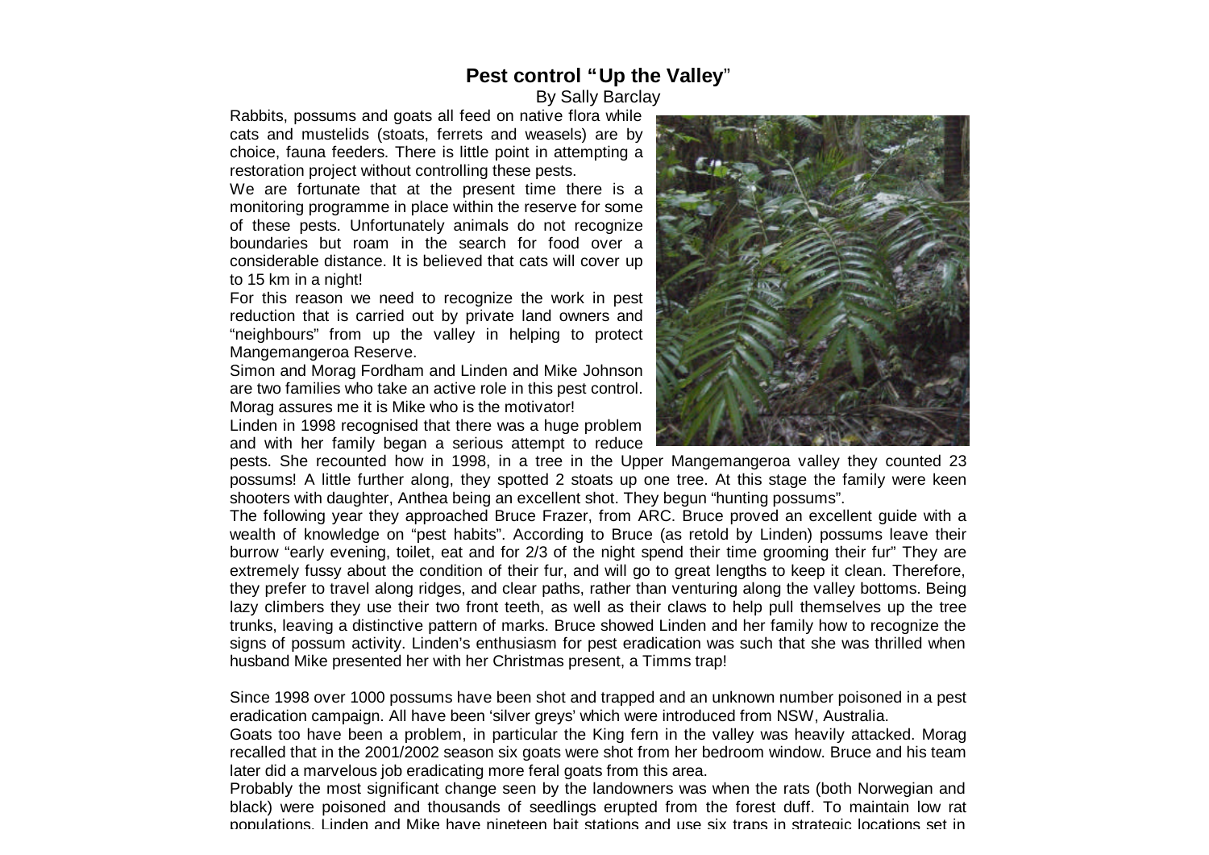## **Pest control "Up the Valley"**

By Sally Barclay

Rabbits, possums and goats all feed on native flora while cats and mustelids (stoats, ferrets and weasels) are by choice, fauna feeders. There is little point in attempting a restoration project without controlling these pests.

We are fortunate that at the present time there is a monitoring programme in place within the reserve for some of these pests. Unfortunately animals do not recognize boundaries but roam in the search for food over a considerable distance. It is believed that cats will cover up to 15 km in a night!

For this reason we need to recognize the work in pest reduction that is carried out by private land owners and "neighbours" from up the valley in helping to protect Mangemangeroa Reserve.

Simon and Morag Fordham and Linden and Mike Johnson are two families who take an active role in this pest control. Morag assures me it is Mike who is the motivator!

Linden in 1998 recognised that there was a huge problem and with her family began a serious attempt to reduce pests. She recounted how in 1998, in a tree in the Upper Mangemangeroa valley they counted 23 possums! A little further along, they spotted 2 stoats up one tree. At this stage the family were keen shooters with daughter, Anthea being an excellent shot. They begun "hunting possums".

The following year they approached Bruce Frazer, from ARC. Bruce proved an excellent guide with a wealth of knowledge on "pest habits". According to Bruce (as retold by Linden) possums leave their burrow "early evening, toilet, eat and for 2/3 of the night spend their time grooming their fur" They are extremely fussy about the condition of their fur, and will go to great lengths to keep it clean. Therefore, they prefer to travel along ridges, and clear paths, rather than venturing along the valley bottoms. Being lazy climbers they use their two front teeth, as well as their claws to help pull themselves up the tree trunks, leaving a distinctive pattern of marks. Bruce showed Linden and her family how to recognize the signs of possum activity. Linden's enthusiasm for pest eradication was such that she was thrilled when husband Mike presented her with her Christmas present, a Timms trap!

Since 1998 over 1000 possums have been shot and trapped and an unknown number poisoned in a pest eradication campaign. All have been 'silver greys' which were introduced from NSW, Australia.

Goats too have been a problem, in particular the King fern in the valley was heavily attacked. Morag recalled that in the 2001/2002 season six goats were shot from her bedroom window. Bruce and his team later did a marvelous job eradicating more feral goats from this area.

Probably the most significant change seen by the landowners was when the rats (both Norwegian and black) were poisoned and thousands of seedlings erupted from the forest duff. To maintain low rat populations, Linden and Mike have nineteen bait stations and use six traps in strategic locations set in